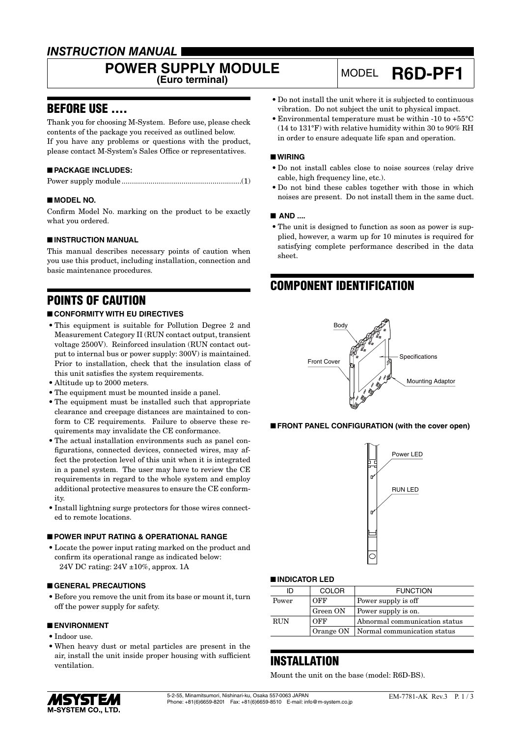# INSTRUCTION MANUAL

## POWER SUPPLY MODULE (Euro terminal)

MODEL **R6D-PF1**

## BEFORE USE ....

Thank you for choosing M-System. Before use, please check contents of the package you received as outlined below.
If you have any problems or questions with the product, please contact M-System's Sales Office or representatives.

### ■ PACKAGE INCLUDES:

Power supply module ..........................................................(1)

### ■ MODEL NO.

Confirm Model No. marking on the product to be exactly what you ordered.

### ■ INSTRUCTION MANUAL

This manual describes necessary points of caution when you use this product, including installation, connection and basic maintenance procedures.

## POINTS OF CAUTION

### ■ CONFORMITY WITH EU DIRECTIVES

- This equipment is suitable for Pollution Degree 2 and Measurement Category II (RUN contact output, transient voltage 2500V). Reinforced insulation (RUN contact output to internal bus or power supply: 300V) is maintained. Prior to installation, check that the insulation class of this unit satisfies the system requirements.
- Altitude up to 2000 meters.
- The equipment must be mounted inside a panel.
- The equipment must be installed such that appropriate clearance and creepage distances are maintained to conform to CE requirements. Failure to observe these requirements may invalidate the CE conformance.
- The actual installation environments such as panel configurations, connected devices, connected wires, may affect the protection level of this unit when it is integrated in a panel system. The user may have to review the CE requirements in regard to the whole system and employ additional protective measures to ensure the CE conformity.
- Install lightning surge protectors for those wires connected to remote locations.

### ■ POWER INPUT RATING & OPERATIONAL RANGE

- Locate the power input rating marked on the product and confirm its operational range as indicated below:
  24V DC rating: 24V ±10%, approx. 1A

### ■ GENERAL PRECAUTIONS

- Before you remove the unit from its base or mount it, turn off the power supply for safety.

### ■ ENVIRONMENT

- Indoor use.
- When heavy dust or metal particles are present in the air, install the unit inside proper housing with sufficient ventilation.
- Do not install the unit where it is subjected to continuous vibration. Do not subject the unit to physical impact.
- Environmental temperature must be within -10 to +55°C (14 to 131°F) with relative humidity within 30 to 90% RH in order to ensure adequate life span and operation.

### ■ WIRING

- Do not install cables close to noise sources (relay drive cable, high frequency line, etc.).
- Do not bind these cables together with those in which noises are present. Do not install them in the same duct.

### ■ AND ....

- The unit is designed to function as soon as power is supplied, however, a warm up for 10 minutes is required for satisfying complete performance described in the data sheet.

## COMPONENT IDENTIFICATION

Body
Front Cover
Specifications
Mounting Adaptor

### ■ FRONT PANEL CONFIGURATION (with the cover open)

Power LED
RUN LED

### ■ INDICATOR LED

| ID | COLOR | FUNCTION |
|---|---|---|
| Power | OFF | Power supply is off |
| | Green ON | Power supply is on. |
| RUN | OFF | Abnormal communication status |
| | Orange ON | Normal communication status |

## INSTALLATION

Mount the unit on the base (model: R6D-BS).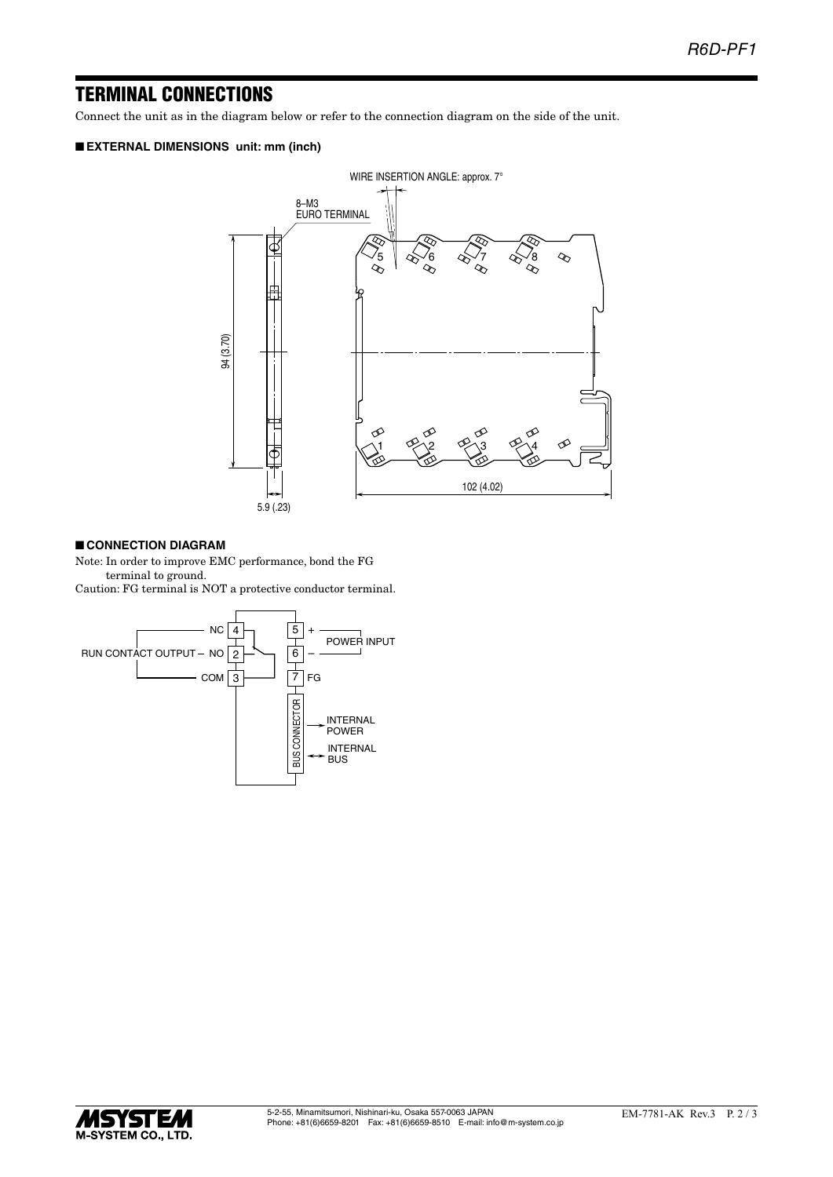## TERMINAL CONNECTIONS

Connect the unit as in the diagram below or refer to the connection diagram on the side of the unit.

### ■ EXTERNAL DIMENSIONS unit: mm (inch)

WIRE INSERTION ANGLE: approx. 7°

8–M3
EURO TERMINAL

94 (3.70)

5.9 (.23)

102 (4.02)

### ■ CONNECTION DIAGRAM

Note: In order to improve EMC performance, bond the FG terminal to ground.

Caution: FG terminal is NOT a protective conductor terminal.

RUN CONTACT OUTPUT – NC 4, NO 2, COM 3

POWER INPUT: 5 +, 6 –

7 FG

BUS CONNECTOR: INTERNAL POWER, INTERNAL BUS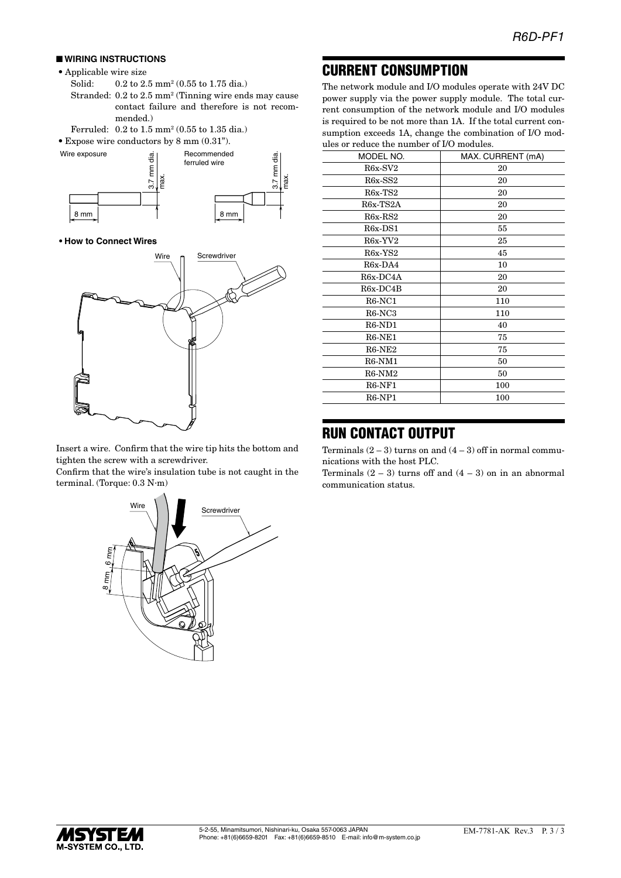## ■ WIRING INSTRUCTIONS

- Applicable wire size
  - Solid: 0.2 to 2.5 mm$^2$ (0.55 to 1.75 dia.)
  - Stranded: 0.2 to 2.5 mm$^2$ (Tinning wire ends may cause contact failure and therefore is not recommended.)
  - Ferruled: 0.2 to 1.5 mm$^2$ (0.55 to 1.35 dia.)
- Expose wire conductors by 8 mm (0.31").

Wire exposure
3.7 mm dia. max.
8 mm

Recommended ferruled wire
3.7 mm dia. max.
8 mm

**• How to Connect Wires**

Wire
Screwdriver

Insert a wire. Confirm that the wire tip hits the bottom and tighten the screw with a screwdriver.
Confirm that the wire's insulation tube is not caught in the terminal. (Torque: 0.3 N·m)

Wire
Screwdriver
6 mm
8 mm

# CURRENT CONSUMPTION

The network module and I/O modules operate with 24V DC power supply via the power supply module. The total current consumption of the network module and I/O modules is required to be not more than 1A. If the total current consumption exceeds 1A, change the combination of I/O modules or reduce the number of I/O modules.

| MODEL NO. | MAX. CURRENT (mA) |
|---|---|
| R6x-SV2 | 20 |
| R6x-SS2 | 20 |
| R6x-TS2 | 20 |
| R6x-TS2A | 20 |
| R6x-RS2 | 20 |
| R6x-DS1 | 55 |
| R6x-YV2 | 25 |
| R6x-YS2 | 45 |
| R6x-DA4 | 10 |
| R6x-DC4A | 20 |
| R6x-DC4B | 20 |
| R6-NC1 | 110 |
| R6-NC3 | 110 |
| R6-ND1 | 40 |
| R6-NE1 | 75 |
| R6-NE2 | 75 |
| R6-NM1 | 50 |
| R6-NM2 | 50 |
| R6-NF1 | 100 |
| R6-NP1 | 100 |

# RUN CONTACT OUTPUT

Terminals (2 – 3) turns on and (4 – 3) off in normal communications with the host PLC.
Terminals (2 – 3) turns off and (4 – 3) on in an abnormal communication status.